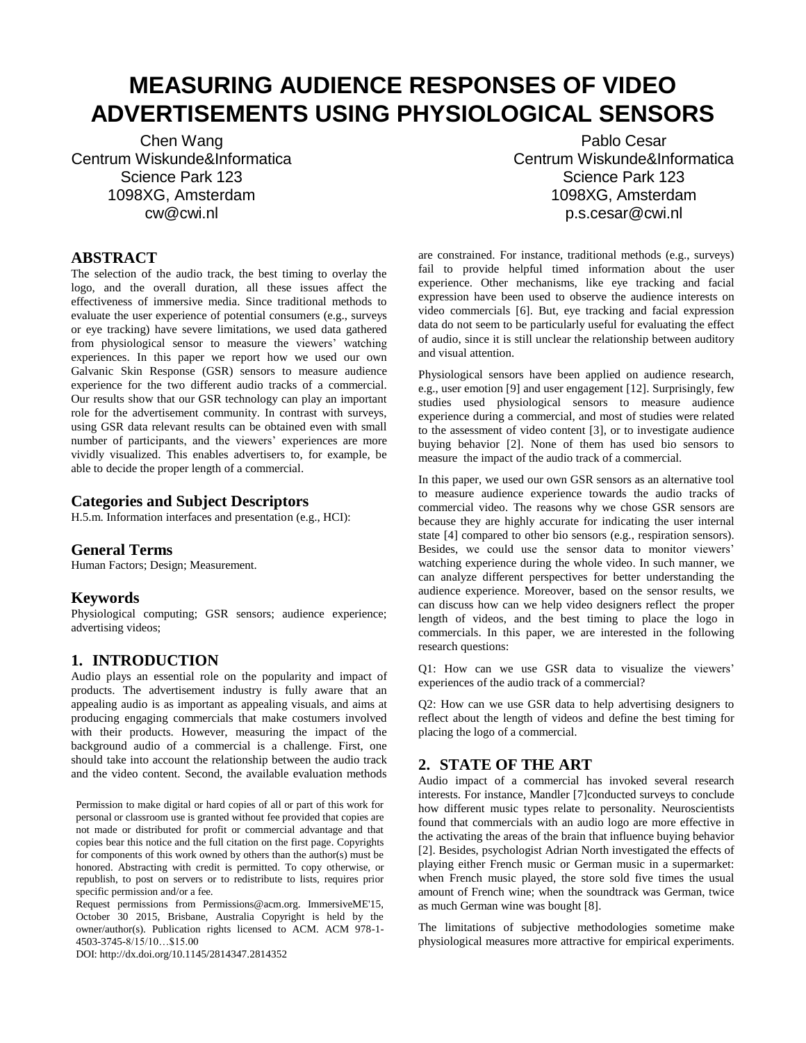# MEASURING AUDIENCE RESPONSES OF VIDEO ADVERTISEMENTS USING PHYSIOLOGICAL SENSORS

Chen Wang
Centrum Wiskunde&Informatica
Science Park 123
1098XG, Amsterdam
cw@cwi.nl

Pablo Cesar
Centrum Wiskunde&Informatica
Science Park 123
1098XG, Amsterdam
p.s.cesar@cwi.nl

## ABSTRACT

The selection of the audio track, the best timing to overlay the logo, and the overall duration, all these issues affect the effectiveness of immersive media. Since traditional methods to evaluate the user experience of potential consumers (e.g., surveys or eye tracking) have severe limitations, we used data gathered from physiological sensor to measure the viewers' watching experiences. In this paper we report how we used our own Galvanic Skin Response (GSR) sensors to measure audience experience for the two different audio tracks of a commercial. Our results show that our GSR technology can play an important role for the advertisement community. In contrast with surveys, using GSR data relevant results can be obtained even with small number of participants, and the viewers' experiences are more vividly visualized. This enables advertisers to, for example, be able to decide the proper length of a commercial.

### Categories and Subject Descriptors

H.5.m. Information interfaces and presentation (e.g., HCI):

### General Terms

Human Factors; Design; Measurement.

### Keywords

Physiological computing; GSR sensors; audience experience; advertising videos;

## 1. INTRODUCTION

Audio plays an essential role on the popularity and impact of products. The advertisement industry is fully aware that an appealing audio is as important as appealing visuals, and aims at producing engaging commercials that make costumers involved with their products. However, measuring the impact of the background audio of a commercial is a challenge. First, one should take into account the relationship between the audio track and the video content. Second, the available evaluation methods are constrained. For instance, traditional methods (e.g., surveys) fail to provide helpful timed information about the user experience. Other mechanisms, like eye tracking and facial expression have been used to observe the audience interests on video commercials [6]. But, eye tracking and facial expression data do not seem to be particularly useful for evaluating the effect of audio, since it is still unclear the relationship between auditory and visual attention.

Permission to make digital or hard copies of all or part of this work for personal or classroom use is granted without fee provided that copies are not made or distributed for profit or commercial advantage and that copies bear this notice and the full citation on the first page. Copyrights for components of this work owned by others than the author(s) must be honored. Abstracting with credit is permitted. To copy otherwise, or republish, to post on servers or to redistribute to lists, requires prior specific permission and/or a fee.

Request permissions from Permissions@acm.org. ImmersiveME'15, October 30 2015, Brisbane, Australia Copyright is held by the owner/author(s). Publication rights licensed to ACM. ACM 978-1-4503-3745-8/15/10…$15.00

DOI: http://dx.doi.org/10.1145/2814347.2814352

Physiological sensors have been applied on audience research, e.g., user emotion [9] and user engagement [12]. Surprisingly, few studies used physiological sensors to measure audience experience during a commercial, and most of studies were related to the assessment of video content [3], or to investigate audience buying behavior [2]. None of them has used bio sensors to measure the impact of the audio track of a commercial.

In this paper, we used our own GSR sensors as an alternative tool to measure audience experience towards the audio tracks of commercial video. The reasons why we chose GSR sensors are because they are highly accurate for indicating the user internal state [4] compared to other bio sensors (e.g., respiration sensors). Besides, we could use the sensor data to monitor viewers' watching experience during the whole video. In such manner, we can analyze different perspectives for better understanding the audience experience. Moreover, based on the sensor results, we can discuss how can we help video designers reflect the proper length of videos, and the best timing to place the logo in commercials. In this paper, we are interested in the following research questions:

Q1: How can we use GSR data to visualize the viewers' experiences of the audio track of a commercial?

Q2: How can we use GSR data to help advertising designers to reflect about the length of videos and define the best timing for placing the logo of a commercial.

## 2. STATE OF THE ART

Audio impact of a commercial has invoked several research interests. For instance, Mandler [7]conducted surveys to conclude how different music types relate to personality. Neuroscientists found that commercials with an audio logo are more effective in the activating the areas of the brain that influence buying behavior [2]. Besides, psychologist Adrian North investigated the effects of playing either French music or German music in a supermarket: when French music played, the store sold five times the usual amount of French wine; when the soundtrack was German, twice as much German wine was bought [8].

The limitations of subjective methodologies sometime make physiological measures more attractive for empirical experiments.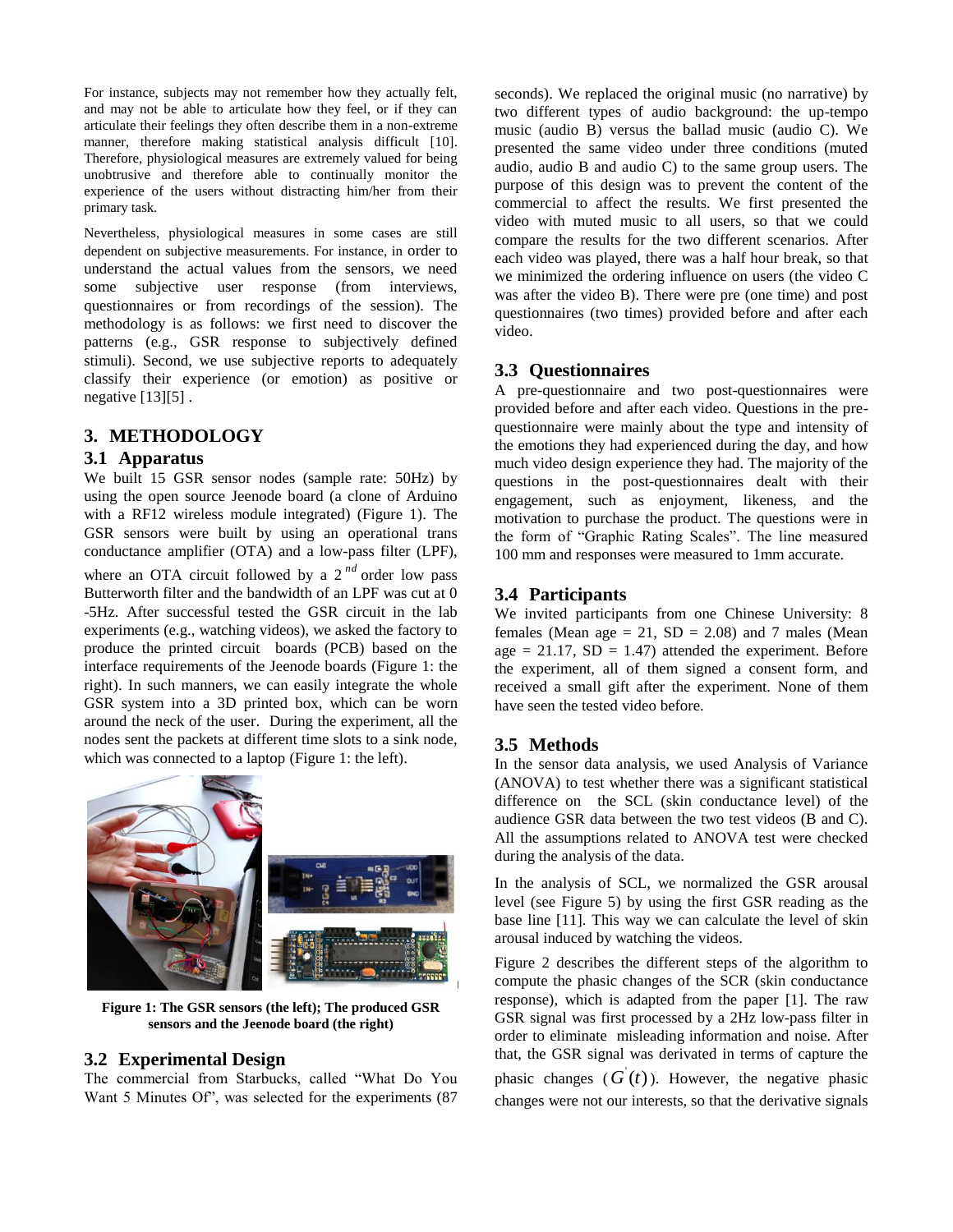For instance, subjects may not remember how they actually felt, and may not be able to articulate how they feel, or if they can articulate their feelings they often describe them in a non-extreme manner, therefore making statistical analysis difficult [10]. Therefore, physiological measures are extremely valued for being unobtrusive and therefore able to continually monitor the experience of the users without distracting him/her from their primary task.

Nevertheless, physiological measures in some cases are still dependent on subjective measurements. For instance, in order to understand the actual values from the sensors, we need some subjective user response (from interviews, questionnaires or from recordings of the session). The methodology is as follows: we first need to discover the patterns (e.g., GSR response to subjectively defined stimuli). Second, we use subjective reports to adequately classify their experience (or emotion) as positive or negative [13][5] .

## 3. METHODOLOGY

### 3.1 Apparatus

We built 15 GSR sensor nodes (sample rate: 50Hz) by using the open source Jeenode board (a clone of Arduino with a RF12 wireless module integrated) (Figure 1). The GSR sensors were built by using an operational trans conductance amplifier (OTA) and a low-pass filter (LPF), where an OTA circuit followed by a $2^{nd}$ order low pass Butterworth filter and the bandwidth of an LPF was cut at 0 -5Hz. After successful tested the GSR circuit in the lab experiments (e.g., watching videos), we asked the factory to produce the printed circuit boards (PCB) based on the interface requirements of the Jeenode boards (Figure 1: the right). In such manners, we can easily integrate the whole GSR system into a 3D printed box, which can be worn around the neck of the user. During the experiment, all the nodes sent the packets at different time slots to a sink node, which was connected to a laptop (Figure 1: the left).

**Figure 1: The GSR sensors (the left); The produced GSR sensors and the Jeenode board (the right)**

### 3.2 Experimental Design

The commercial from Starbucks, called "What Do You Want 5 Minutes Of", was selected for the experiments (87 seconds). We replaced the original music (no narrative) by two different types of audio background: the up-tempo music (audio B) versus the ballad music (audio C). We presented the same video under three conditions (muted audio, audio B and audio C) to the same group users. The purpose of this design was to prevent the content of the commercial to affect the results. We first presented the video with muted music to all users, so that we could compare the results for the two different scenarios. After each video was played, there was a half hour break, so that we minimized the ordering influence on users (the video C was after the video B). There were pre (one time) and post questionnaires (two times) provided before and after each video.

### 3.3 Questionnaires

A pre-questionnaire and two post-questionnaires were provided before and after each video. Questions in the pre-questionnaire were mainly about the type and intensity of the emotions they had experienced during the day, and how much video design experience they had. The majority of the questions in the post-questionnaires dealt with their engagement, such as enjoyment, likeness, and the motivation to purchase the product. The questions were in the form of "Graphic Rating Scales". The line measured 100 mm and responses were measured to 1mm accurate.

### 3.4 Participants

We invited participants from one Chinese University: 8 females (Mean age = 21, SD = 2.08) and 7 males (Mean age = 21.17, SD = 1.47) attended the experiment. Before the experiment, all of them signed a consent form, and received a small gift after the experiment. None of them have seen the tested video before.

### 3.5 Methods

In the sensor data analysis, we used Analysis of Variance (ANOVA) to test whether there was a significant statistical difference on the SCL (skin conductance level) of the audience GSR data between the two test videos (B and C). All the assumptions related to ANOVA test were checked during the analysis of the data.

In the analysis of SCL, we normalized the GSR arousal level (see Figure 5) by using the first GSR reading as the base line [11]. This way we can calculate the level of skin arousal induced by watching the videos.

Figure 2 describes the different steps of the algorithm to compute the phasic changes of the SCR (skin conductance response), which is adapted from the paper [1]. The raw GSR signal was first processed by a 2Hz low-pass filter in order to eliminate misleading information and noise. After that, the GSR signal was derivated in terms of capture the phasic changes ($G'(t)$). However, the negative phasic changes were not our interests, so that the derivative signals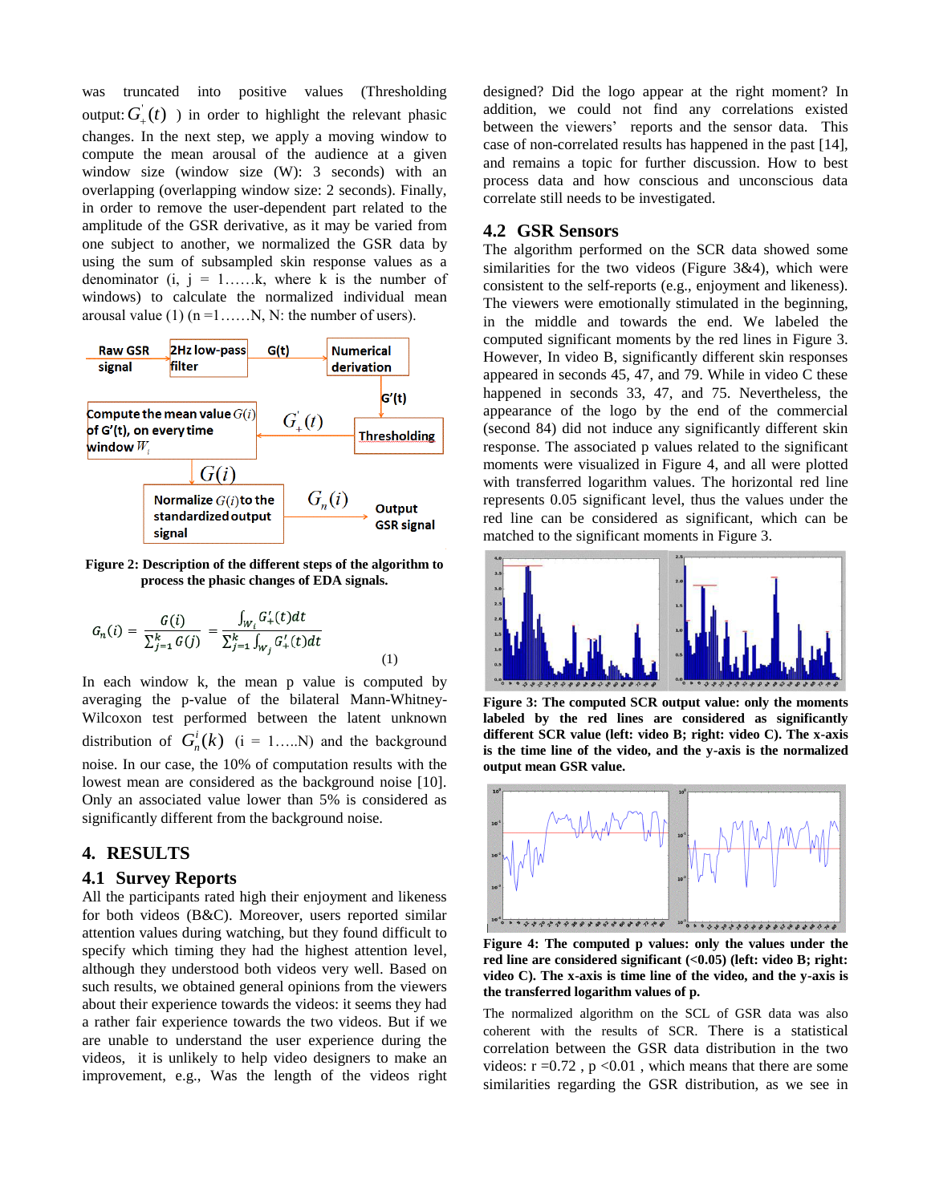was truncated into positive values (Thresholding output: $G_{+}^{'}(t)$ ) in order to highlight the relevant phasic changes. In the next step, we apply a moving window to compute the mean arousal of the audience at a given window size (window size (W): 3 seconds) with an overlapping (overlapping window size: 2 seconds). Finally, in order to remove the user-dependent part related to the amplitude of the GSR derivative, as it may be varied from one subject to another, we normalized the GSR data by using the sum of subsampled skin response values as a denominator (i, j = 1……k, where k is the number of windows) to calculate the normalized individual mean arousal value (1) (n =1……N, N: the number of users).

**Figure 2: Description of the different steps of the algorithm to process the phasic changes of EDA signals.**

$$G_n(i) = \frac{G(i)}{\sum_{j=1}^{k} G(j)} = \frac{\int_{W_i} G_{+}'(t)dt}{\sum_{j=1}^{k} \int_{W_j} G_{+}'(t)dt} \quad (1)$$

In each window k, the mean p value is computed by averaging the p-value of the bilateral Mann-Whitney-Wilcoxon test performed between the latent unknown distribution of $G_n^i(k)$ (i = 1…..N) and the background noise. In our case, the 10% of computation results with the lowest mean are considered as the background noise [10]. Only an associated value lower than 5% is considered as significantly different from the background noise.

# 4. RESULTS

## 4.1 Survey Reports

All the participants rated high their enjoyment and likeness for both videos (B&C). Moreover, users reported similar attention values during watching, but they found difficult to specify which timing they had the highest attention level, although they understood both videos very well. Based on such results, we obtained general opinions from the viewers about their experience towards the videos: it seems they had a rather fair experience towards the two videos. But if we are unable to understand the user experience during the videos, it is unlikely to help video designers to make an improvement, e.g., Was the length of the videos right designed? Did the logo appear at the right moment? In addition, we could not find any correlations existed between the viewers' reports and the sensor data. This case of non-correlated results has happened in the past [14], and remains a topic for further discussion. How to best process data and how conscious and unconscious data correlate still needs to be investigated.

## 4.2 GSR Sensors

The algorithm performed on the SCR data showed some similarities for the two videos (Figure 3&4), which were consistent to the self-reports (e.g., enjoyment and likeness). The viewers were emotionally stimulated in the beginning, in the middle and towards the end. We labeled the computed significant moments by the red lines in Figure 3. However, In video B, significantly different skin responses appeared in seconds 45, 47, and 79. While in video C these happened in seconds 33, 47, and 75. Nevertheless, the appearance of the logo by the end of the commercial (second 84) did not induce any significantly different skin response. The associated p values related to the significant moments were visualized in Figure 4, and all were plotted with transferred logarithm values. The horizontal red line represents 0.05 significant level, thus the values under the red line can be considered as significant, which can be matched to the significant moments in Figure 3.

**Figure 3: The computed SCR output value: only the moments labeled by the red lines are considered as significantly different SCR value (left: video B; right: video C). The x-axis is the time line of the video, and the y-axis is the normalized output mean GSR value.**

**Figure 4: The computed p values: only the values under the red line are considered significant (<0.05) (left: video B; right: video C). The x-axis is time line of the video, and the y-axis is the transferred logarithm values of p.**

The normalized algorithm on the SCL of GSR data was also coherent with the results of SCR. There is a statistical correlation between the GSR data distribution in the two videos: r =0.72 , p <0.01 , which means that there are some similarities regarding the GSR distribution, as we see in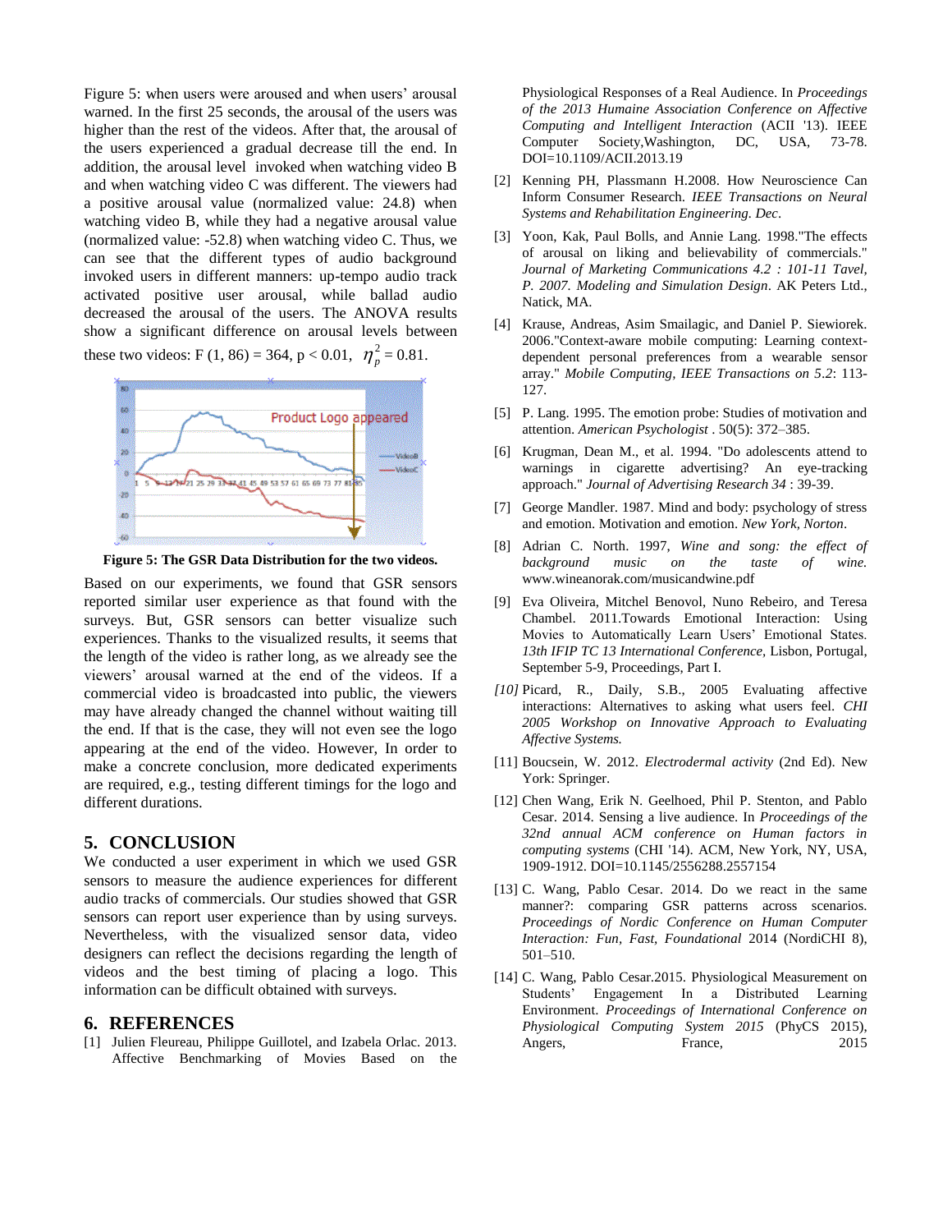Figure 5: when users were aroused and when users' arousal warned. In the first 25 seconds, the arousal of the users was higher than the rest of the videos. After that, the arousal of the users experienced a gradual decrease till the end. In addition, the arousal level invoked when watching video B and when watching video C was different. The viewers had a positive arousal value (normalized value: 24.8) when watching video B, while they had a negative arousal value (normalized value: -52.8) when watching video C. Thus, we can see that the different types of audio background invoked users in different manners: up-tempo audio track activated positive user arousal, while ballad audio decreased the arousal of the users. The ANOVA results show a significant difference on arousal levels between these two videos: $F(1, 86) = 364$, $p < 0.01$, $\eta_p^2 = 0.81$.

Product Logo appeared

VideoB
VideoC

80
60
40
20
0
-20
-40
-60

1 5 9 13 17 21 25 29 33 37 41 45 49 53 57 61 65 69 73 77 81 85

**Figure 5: The GSR Data Distribution for the two videos.**

Based on our experiments, we found that GSR sensors reported similar user experience as that found with the surveys. But, GSR sensors can better visualize such experiences. Thanks to the visualized results, it seems that the length of the video is rather long, as we already see the viewers' arousal warned at the end of the videos. If a commercial video is broadcasted into public, the viewers may have already changed the channel without waiting till the end. If that is the case, they will not even see the logo appearing at the end of the video. However, In order to make a concrete conclusion, more dedicated experiments are required, e.g., testing different timings for the logo and different durations.

## 5. CONCLUSION

We conducted a user experiment in which we used GSR sensors to measure the audience experiences for different audio tracks of commercials. Our studies showed that GSR sensors can report user experience than by using surveys. Nevertheless, with the visualized sensor data, video designers can reflect the decisions regarding the length of videos and the best timing of placing a logo. This information can be difficult obtained with surveys.

## 6. REFERENCES

[1] Julien Fleureau, Philippe Guillotel, and Izabela Orlac. 2013. Affective Benchmarking of Movies Based on the Physiological Responses of a Real Audience. In *Proceedings of the 2013 Humaine Association Conference on Affective Computing and Intelligent Interaction* (ACII '13). IEEE Computer Society,Washington, DC, USA, 73-78. DOI=10.1109/ACII.2013.19

[2] Kenning PH, Plassmann H.2008. How Neuroscience Can Inform Consumer Research. *IEEE Transactions on Neural Systems and Rehabilitation Engineering. Dec*.

[3] Yoon, Kak, Paul Bolls, and Annie Lang. 1998."The effects of arousal on liking and believability of commercials." *Journal of Marketing Communications 4.2 : 101-11 Tavel, P. 2007. Modeling and Simulation Design*. AK Peters Ltd., Natick, MA.

[4] Krause, Andreas, Asim Smailagic, and Daniel P. Siewiorek. 2006."Context-aware mobile computing: Learning context-dependent personal preferences from a wearable sensor array." *Mobile Computing, IEEE Transactions on 5.2*: 113-127.

[5] P. Lang. 1995. The emotion probe: Studies of motivation and attention. *American Psychologist* . 50(5): 372–385.

[6] Krugman, Dean M., et al. 1994. "Do adolescents attend to warnings in cigarette advertising? An eye-tracking approach." *Journal of Advertising Research 34* : 39-39.

[7] George Mandler. 1987. Mind and body: psychology of stress and emotion. Motivation and emotion. *New York, Norton*.

[8] Adrian C. North. 1997, *Wine and song: the effect of background music on the taste of wine.* www.wineanorak.com/musicandwine.pdf

[9] Eva Oliveira, Mitchel Benovol, Nuno Rebeiro, and Teresa Chambel. 2011.Towards Emotional Interaction: Using Movies to Automatically Learn Users' Emotional States. *13th IFIP TC 13 International Conference*, Lisbon, Portugal, September 5-9, Proceedings, Part I.

*[10]* Picard, R., Daily, S.B., 2005 Evaluating affective interactions: Alternatives to asking what users feel. *CHI 2005 Workshop on Innovative Approach to Evaluating Affective Systems.*

[11] Boucsein, W. 2012. *Electrodermal activity* (2nd Ed). New York: Springer.

[12] Chen Wang, Erik N. Geelhoed, Phil P. Stenton, and Pablo Cesar. 2014. Sensing a live audience. In *Proceedings of the 32nd annual ACM conference on Human factors in computing systems* (CHI '14). ACM, New York, NY, USA, 1909-1912. DOI=10.1145/2556288.2557154

[13] C. Wang, Pablo Cesar. 2014. Do we react in the same manner?: comparing GSR patterns across scenarios. *Proceedings of Nordic Conference on Human Computer Interaction: Fun, Fast, Foundational* 2014 (NordiCHI 8), 501–510.

[14] C. Wang, Pablo Cesar.2015. Physiological Measurement on Students' Engagement In a Distributed Learning Environment. *Proceedings of International Conference on Physiological Computing System 2015* (PhyCS 2015), Angers, France, 2015